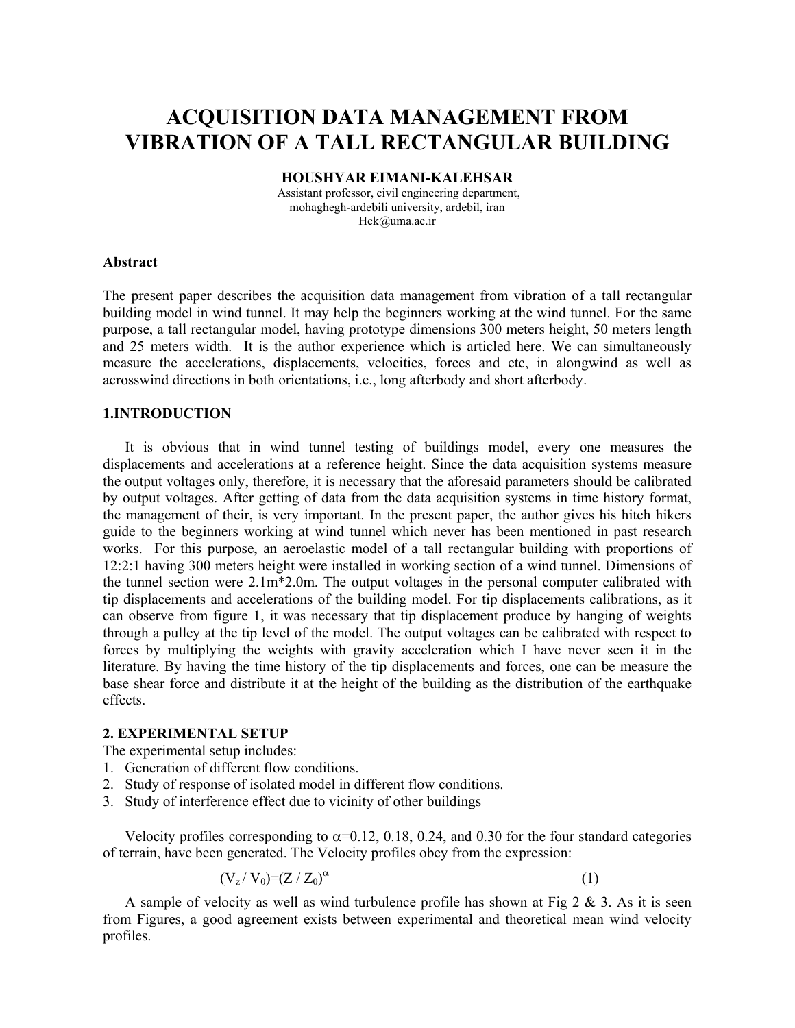# ACQUISITION DATA MANAGEMENT FROM VIBRATION OF A TALL RECTANGULAR BUILDING

**HOUSHYAR EIMANI-KALEHSAR**

Assistant professor, civil engineering department,
mohaghegh-ardebili university, ardebil, iran
Hek@uma.ac.ir

**Abstract**

The present paper describes the acquisition data management from vibration of a tall rectangular building model in wind tunnel. It may help the beginners working at the wind tunnel. For the same purpose, a tall rectangular model, having prototype dimensions 300 meters height, 50 meters length and 25 meters width. It is the author experience which is articled here. We can simultaneously measure the accelerations, displacements, velocities, forces and etc, in alongwind as well as acrosswind directions in both orientations, i.e., long afterbody and short afterbody.

## 1.INTRODUCTION

It is obvious that in wind tunnel testing of buildings model, every one measures the displacements and accelerations at a reference height. Since the data acquisition systems measure the output voltages only, therefore, it is necessary that the aforesaid parameters should be calibrated by output voltages. After getting of data from the data acquisition systems in time history format, the management of their, is very important. In the present paper, the author gives his hitch hikers guide to the beginners working at wind tunnel which never has been mentioned in past research works. For this purpose, an aeroelastic model of a tall rectangular building with proportions of 12:2:1 having 300 meters height were installed in working section of a wind tunnel. Dimensions of the tunnel section were 2.1m*2.0m. The output voltages in the personal computer calibrated with tip displacements and accelerations of the building model. For tip displacements calibrations, as it can observe from figure 1, it was necessary that tip displacement produce by hanging of weights through a pulley at the tip level of the model. The output voltages can be calibrated with respect to forces by multiplying the weights with gravity acceleration which I have never seen it in the literature. By having the time history of the tip displacements and forces, one can be measure the base shear force and distribute it at the height of the building as the distribution of the earthquake effects.

## 2. EXPERIMENTAL SETUP

The experimental setup includes:

1. Generation of different flow conditions.
2. Study of response of isolated model in different flow conditions.
3. Study of interference effect due to vicinity of other buildings

Velocity profiles corresponding to $\alpha$=0.12, 0.18, 0.24, and 0.30 for the four standard categories of terrain, have been generated. The Velocity profiles obey from the expression:

$$(V_z / V_0)=(Z / Z_0)^{\alpha} \quad (1)$$

A sample of velocity as well as wind turbulence profile has shown at Fig 2 & 3. As it is seen from Figures, a good agreement exists between experimental and theoretical mean wind velocity profiles.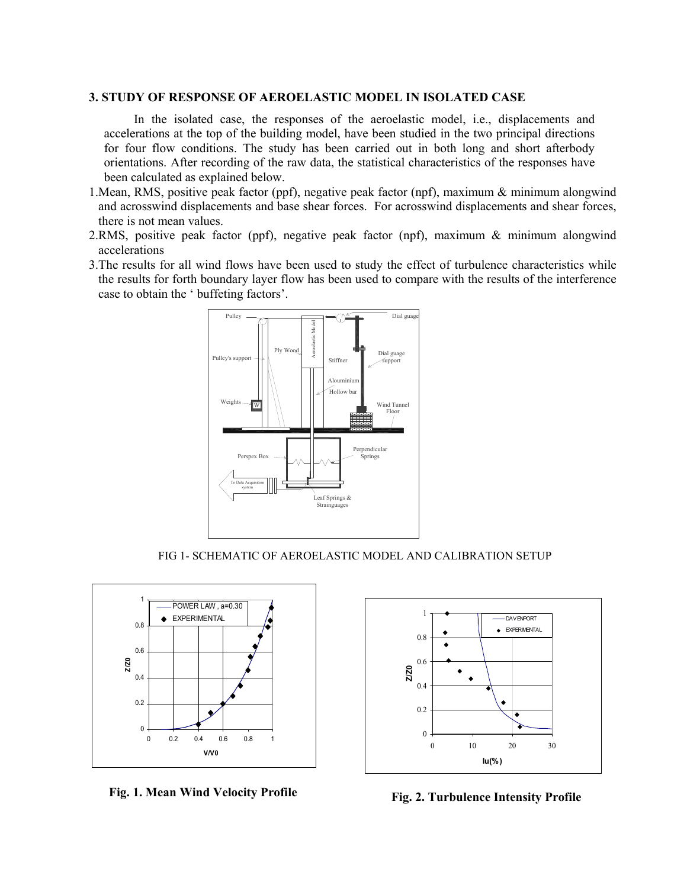### 3. STUDY OF RESPONSE OF AEROELASTIC MODEL IN ISOLATED CASE

In the isolated case, the responses of the aeroelastic model, i.e., displacements and accelerations at the top of the building model, have been studied in the two principal directions for four flow conditions. The study has been carried out in both long and short afterbody orientations. After recording of the raw data, the statistical characteristics of the responses have been calculated as explained below.

1. Mean, RMS, positive peak factor (ppf), negative peak factor (npf), maximum & minimum alongwind and acrosswind displacements and base shear forces. For acrosswind displacements and shear forces, there is not mean values.
2. RMS, positive peak factor (ppf), negative peak factor (npf), maximum & minimum alongwind accelerations
3. The results for all wind flows have been used to study the effect of turbulence characteristics while the results for forth boundary layer flow has been used to compare with the results of the interference case to obtain the ' buffeting factors'.

Pulley
Dial guage
Aeroelastic Model
Ply Wood
Pulley's support
Stiffner
Dial guage support
Alouminium Hollow bar
Weights
W
Wind Tunnel Floor
Perspex Box
Perpendicular Springs
To Data Acquisition system
Leaf Springs & Strainguages

FIG 1- SCHEMATIC OF AEROELASTIC MODEL AND CALIBRATION SETUP

POWER LAW , a=0.30
EXPERIMENTAL
Z/Z0
V/V0
0
0.2
0.4
0.6
0.8
1

**Fig. 1. Mean Wind Velocity Profile**

DAVENPORT
EXPERIMENTAL
Z/Z0
Iu(%)
0
10
20
30
0
0.2
0.4
0.6
0.8
1

**Fig. 2. Turbulence Intensity Profile**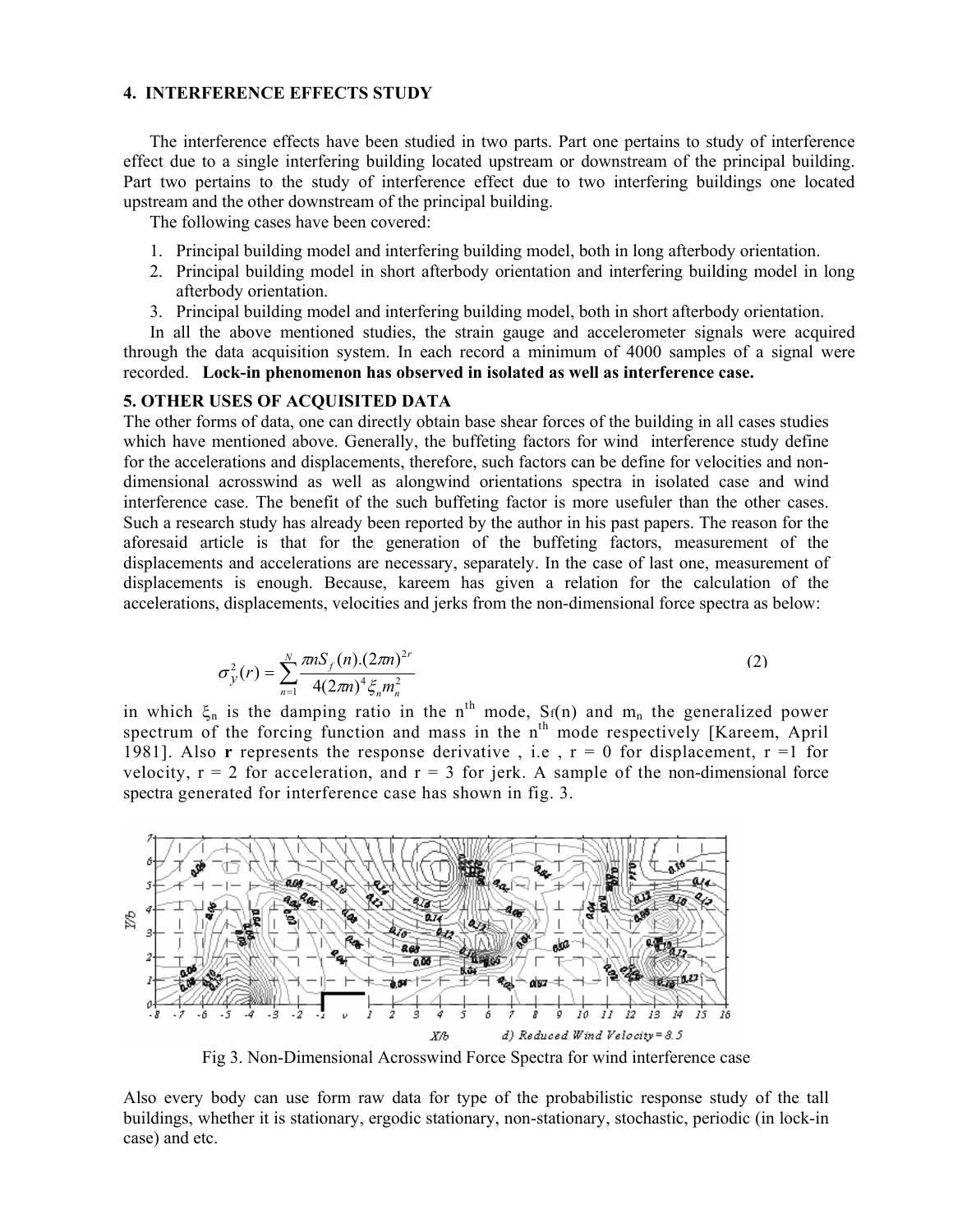## 4. INTERFERENCE EFFECTS STUDY

The interference effects have been studied in two parts. Part one pertains to study of interference effect due to a single interfering building located upstream or downstream of the principal building. Part two pertains to the study of interference effect due to two interfering buildings one located upstream and the other downstream of the principal building.

The following cases have been covered:

1. Principal building model and interfering building model, both in long afterbody orientation.
2. Principal building model in short afterbody orientation and interfering building model in long afterbody orientation.
3. Principal building model and interfering building model, both in short afterbody orientation.

In all the above mentioned studies, the strain gauge and accelerometer signals were acquired through the data acquisition system. In each record a minimum of 4000 samples of a signal were recorded. **Lock-in phenomenon has observed in isolated as well as interference case.**

## 5. OTHER USES OF ACQUISITED DATA

The other forms of data, one can directly obtain base shear forces of the building in all cases studies which have mentioned above. Generally, the buffeting factors for wind interference study define for the accelerations and displacements, therefore, such factors can be define for velocities and non-dimensional acrosswind as well as alongwind orientations spectra in isolated case and wind interference case. The benefit of the such buffeting factor is more usefuler than the other cases. Such a research study has already been reported by the author in his past papers. The reason for the aforesaid article is that for the generation of the buffeting factors, measurement of the displacements and accelerations are necessary, separately. In the case of last one, measurement of displacements is enough. Because, kareem has given a relation for the calculation of the accelerations, displacements, velocities and jerks from the non-dimensional force spectra as below:

$$\sigma_y^2(r) = \sum_{n=1}^{N} \frac{\pi n S_f(n).(2\pi n)^{2r}}{4(2\pi n)^4 \xi_n m_n^2} \tag{2}$$

in which $\xi_n$ is the damping ratio in the $n^{th}$ mode, $S_f(n)$ and $m_n$ the generalized power spectrum of the forcing function and mass in the $n^{th}$ mode respectively [Kareem, April 1981]. Also **r** represents the response derivative , i.e , r = 0 for displacement, r =1 for velocity, r = 2 for acceleration, and r = 3 for jerk. A sample of the non-dimensional force spectra generated for interference case has shown in fig. 3.

Y/b

X/b

d) Reduced Wind Velocity = 8.5

Fig 3. Non-Dimensional Acrosswind Force Spectra for wind interference case

Also every body can use form raw data for type of the probabilistic response study of the tall buildings, whether it is stationary, ergodic stationary, non-stationary, stochastic, periodic (in lock-in case) and etc.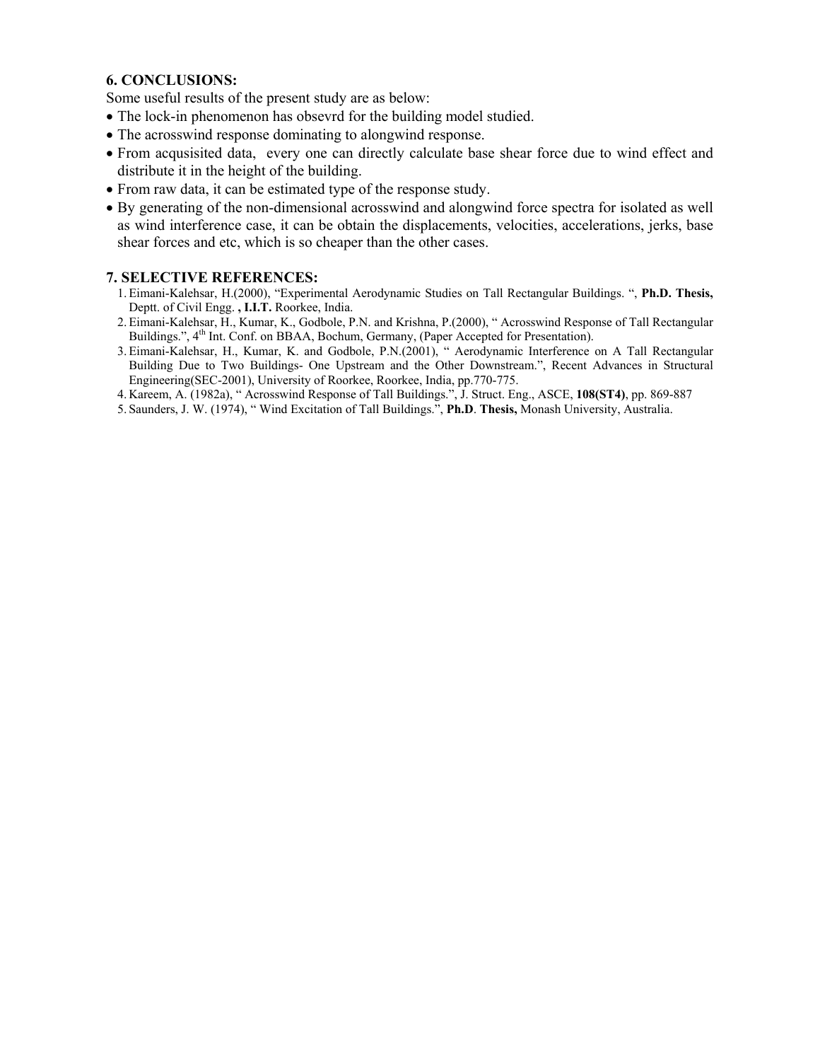## 6. CONCLUSIONS:

Some useful results of the present study are as below:

- The lock-in phenomenon has obsevrd for the building model studied.
- The acrosswind response dominating to alongwind response.
- From acqusisited data, every one can directly calculate base shear force due to wind effect and distribute it in the height of the building.
- From raw data, it can be estimated type of the response study.
- By generating of the non-dimensional acrosswind and alongwind force spectra for isolated as well as wind interference case, it can be obtain the displacements, velocities, accelerations, jerks, base shear forces and etc, which is so cheaper than the other cases.

## 7. SELECTIVE REFERENCES:

1. Eimani-Kalehsar, H.(2000), "Experimental Aerodynamic Studies on Tall Rectangular Buildings. ", **Ph.D. Thesis,** Deptt. of Civil Engg. **, I.I.T.** Roorkee, India.
2. Eimani-Kalehsar, H., Kumar, K., Godbole, P.N. and Krishna, P.(2000), " Acrosswind Response of Tall Rectangular Buildings.", 4th Int. Conf. on BBAA, Bochum, Germany, (Paper Accepted for Presentation).
3. Eimani-Kalehsar, H., Kumar, K. and Godbole, P.N.(2001), " Aerodynamic Interference on A Tall Rectangular Building Due to Two Buildings- One Upstream and the Other Downstream.", Recent Advances in Structural Engineering(SEC-2001), University of Roorkee, Roorkee, India, pp.770-775.
4. Kareem, A. (1982a), " Acrosswind Response of Tall Buildings.", J. Struct. Eng., ASCE, **108(ST4)**, pp. 869-887
5. Saunders, J. W. (1974), " Wind Excitation of Tall Buildings.", **Ph.D**. **Thesis,** Monash University, Australia.